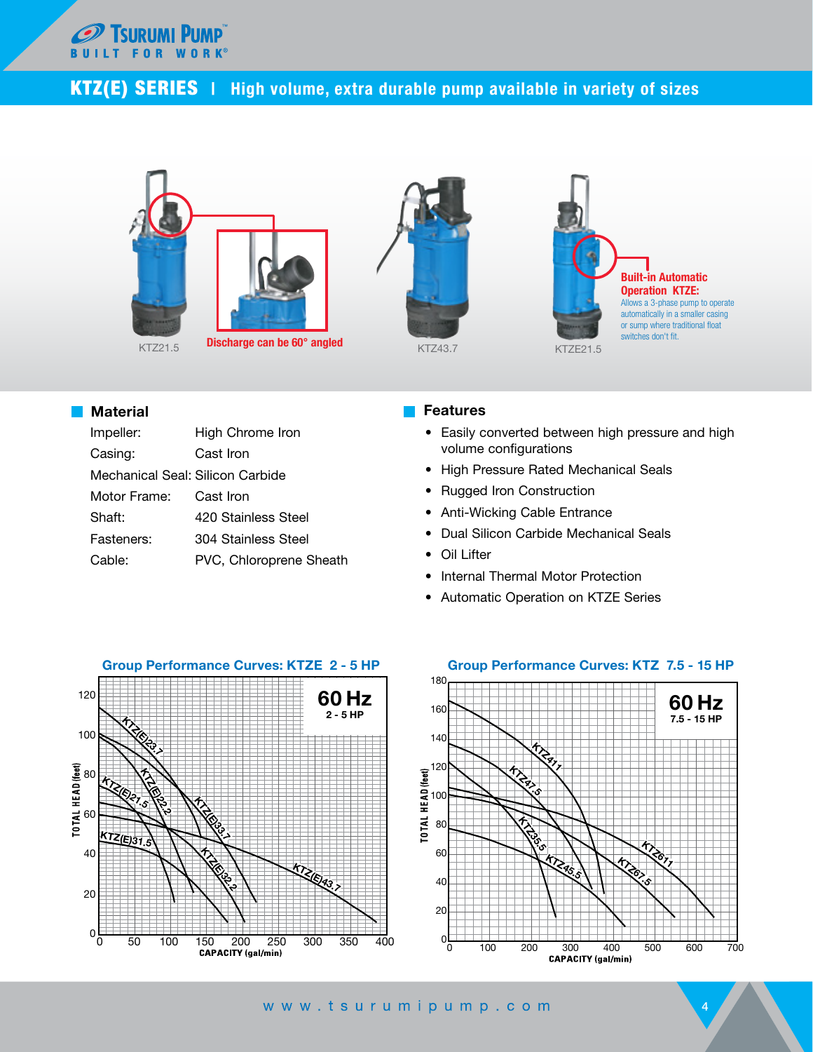# KTZ(E) SERIES | High volume, extra durable pump available in variety of sizes

KTZ21.5

Discharge can be 60° angled

KTZ43.7

KTZE21.5

**Built-in Automatic Operation KTZE:**
Allows a 3-phase pump to operate automatically in a smaller casing or sump where traditional float switches don't fit.

## Material

| | |
|---|---|
| Impeller: | High Chrome Iron |
| Casing: | Cast Iron |
| Mechanical Seal: | Silicon Carbide |
| Motor Frame: | Cast Iron |
| Shaft: | 420 Stainless Steel |
| Fasteners: | 304 Stainless Steel |
| Cable: | PVC, Chloroprene Sheath |

## Features

- Easily converted between high pressure and high volume configurations
- High Pressure Rated Mechanical Seals
- Rugged Iron Construction
- Anti-Wicking Cable Entrance
- Dual Silicon Carbide Mechanical Seals
- Oil Lifter
- Internal Thermal Motor Protection
- Automatic Operation on KTZE Series

## Group Performance Curves: KTZE 2 - 5 HP

60 Hz
2 - 5 HP

TOTAL HEAD (feet) / CAPACITY (gal/min)

KTZ(E)23.7, KTZ(E)22.2, KTZ(E)21.5, KTZ(E)33.7, KTZ(E)31.5, KTZ(E)32.2, KTZ(E)43.7

## Group Performance Curves: KTZ 7.5 - 15 HP

60 Hz
7.5 - 15 HP

TOTAL HEAD (feet) / CAPACITY (gal/min)

KTZ411, KTZ47.5, KTZ35.5, KTZ45.5, KTZ611, KTZ67.5

www.tsurumipump.com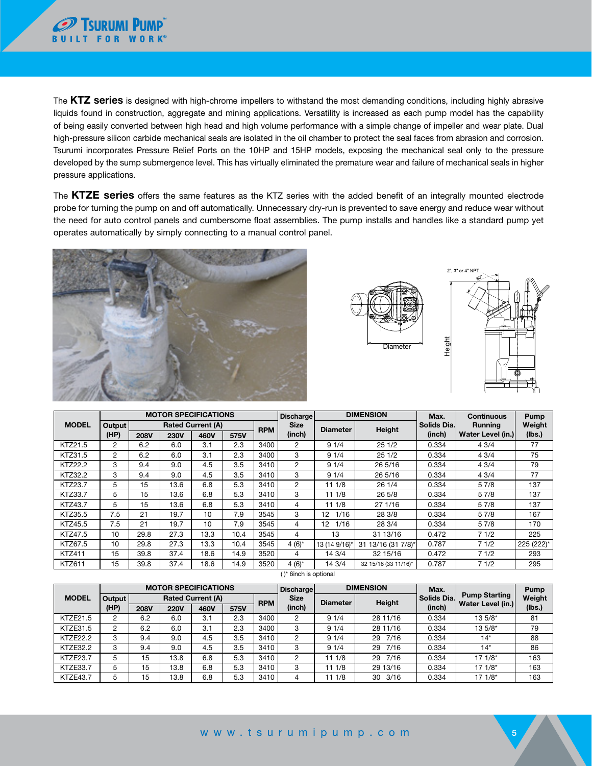The **KTZ series** is designed with high-chrome impellers to withstand the most demanding conditions, including highly abrasive liquids found in construction, aggregate and mining applications. Versatility is increased as each pump model has the capability of being easily converted between high head and high volume performance with a simple change of impeller and wear plate. Dual high-pressure silicon carbide mechanical seals are isolated in the oil chamber to protect the seal faces from abrasion and corrosion. Tsurumi incorporates Pressure Relief Ports on the 10HP and 15HP models, exposing the mechanical seal only to the pressure developed by the sump submergence level. This has virtually eliminated the premature wear and failure of mechanical seals in higher pressure applications.

The **KTZE series** offers the same features as the KTZ series with the added benefit of an integrally mounted electrode probe for turning the pump on and off automatically. Unnecessary dry-run is prevented to save energy and reduce wear without the need for auto control panels and cumbersome float assemblies. The pump installs and handles like a standard pump yet operates automatically by simply connecting to a manual control panel.

2", 3" or 4" NPT

60°

Diameter

Height

| MODEL | MOTOR SPECIFICATIONS | | | | | | Discharge Size (inch) | DIMENSION | | Max. Solids Dia. (inch) | Continuous Running Water Level (in.) | Pump Weight (lbs.) |
|---|---|---|---|---|---|---|---|---|---|---|---|---|
| | Output (HP) | Rated Current (A) | | | | RPM | | Diameter | Height | | | |
| | | 208V | 230V | 460V | 575V | | | | | | | |
| KTZ21.5 | 2 | 6.2 | 6.0 | 3.1 | 2.3 | 3400 | 2 | 9 1/4 | 25 1/2 | 0.334 | 4 3/4 | 77 |
| KTZ31.5 | 2 | 6.2 | 6.0 | 3.1 | 2.3 | 3400 | 3 | 9 1/4 | 25 1/2 | 0.334 | 4 3/4 | 75 |
| KTZ22.2 | 3 | 9.4 | 9.0 | 4.5 | 3.5 | 3410 | 2 | 9 1/4 | 26 5/16 | 0.334 | 4 3/4 | 79 |
| KTZ32.2 | 3 | 9.4 | 9.0 | 4.5 | 3.5 | 3410 | 3 | 9 1/4 | 26 5/16 | 0.334 | 4 3/4 | 77 |
| KTZ23.7 | 5 | 15 | 13.6 | 6.8 | 5.3 | 3410 | 2 | 11 1/8 | 26 1/4 | 0.334 | 5 7/8 | 137 |
| KTZ33.7 | 5 | 15 | 13.6 | 6.8 | 5.3 | 3410 | 3 | 11 1/8 | 26 5/8 | 0.334 | 5 7/8 | 137 |
| KTZ43.7 | 5 | 15 | 13.6 | 6.8 | 5.3 | 3410 | 4 | 11 1/8 | 27 1/16 | 0.334 | 5 7/8 | 137 |
| KTZ35.5 | 7.5 | 21 | 19.7 | 10 | 7.9 | 3545 | 3 | 12 1/16 | 28 3/8 | 0.334 | 5 7/8 | 167 |
| KTZ45.5 | 7.5 | 21 | 19.7 | 10 | 7.9 | 3545 | 4 | 12 1/16 | 28 3/4 | 0.334 | 5 7/8 | 170 |
| KTZ47.5 | 10 | 29.8 | 27.3 | 13.3 | 10.4 | 3545 | 4 | 13 | 31 13/16 | 0.472 | 7 1/2 | 225 |
| KTZ67.5 | 10 | 29.8 | 27.3 | 13.3 | 10.4 | 3545 | 4 (6)* | 13 (14 9/16)* | 31 13/16 (31 7/8)* | 0.787 | 7 1/2 | 225 (222)* |
| KTZ411 | 15 | 39.8 | 37.4 | 18.6 | 14.9 | 3520 | 4 | 14 3/4 | 32 15/16 | 0.472 | 7 1/2 | 293 |
| KTZ611 | 15 | 39.8 | 37.4 | 18.6 | 14.9 | 3520 | 4 (6)* | 14 3/4 | 32 15/16 (33 11/16)* | 0.787 | 7 1/2 | 295 |

( )* 6inch is optional

| MODEL | MOTOR SPECIFICATIONS | | | | | | Discharge Size (inch) | DIMENSION | | Max. Solids Dia. (inch) | Pump Starting Water Level (in.) | Pump Weight (lbs.) |
|---|---|---|---|---|---|---|---|---|---|---|---|---|
| | Output (HP) | Rated Current (A) | | | | RPM | | Diameter | Height | | | |
| | | 208V | 220V | 460V | 575V | | | | | | | |
| KTZE21.5 | 2 | 6.2 | 6.0 | 3.1 | 2.3 | 3400 | 2 | 9 1/4 | 28 11/16 | 0.334 | 13 5/8* | 81 |
| KTZE31.5 | 2 | 6.2 | 6.0 | 3.1 | 2.3 | 3400 | 3 | 9 1/4 | 28 11/16 | 0.334 | 13 5/8* | 79 |
| KTZE22.2 | 3 | 9.4 | 9.0 | 4.5 | 3.5 | 3410 | 2 | 9 1/4 | 29 7/16 | 0.334 | 14* | 88 |
| KTZE32.2 | 3 | 9.4 | 9.0 | 4.5 | 3.5 | 3410 | 3 | 9 1/4 | 29 7/16 | 0.334 | 14* | 86 |
| KTZE23.7 | 5 | 15 | 13.8 | 6.8 | 5.3 | 3410 | 2 | 11 1/8 | 29 7/16 | 0.334 | 17 1/8* | 163 |
| KTZE33.7 | 5 | 15 | 13.8 | 6.8 | 5.3 | 3410 | 3 | 11 1/8 | 29 13/16 | 0.334 | 17 1/8* | 163 |
| KTZE43.7 | 5 | 15 | 13.8 | 6.8 | 5.3 | 3410 | 4 | 11 1/8 | 30 3/16 | 0.334 | 17 1/8* | 163 |